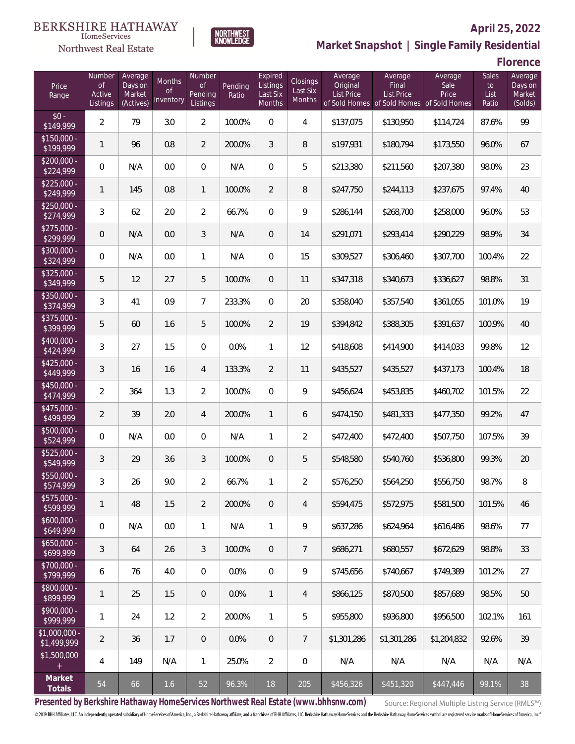BERKSHIRE HATHAWAY HomeServices Northwest Real Estate

NORTHWEST KNOWLEDGE

## April 25, 2022

## Market Snapshot | Single Family Residential

## Florence

| Price Range | Number of Active Listings | Average Days on Market (Actives) | Months of Inventory | Number of Pending Listings | Pending Ratio | Expired Listings Last Six Months | Closings Last Six Months | Average Original List Price of Sold Homes | Average Final List Price of Sold Homes | Average Sale Price of Sold Homes | Sales to List Ratio | Average Days on Market (Solds) |
|---|---|---|---|---|---|---|---|---|---|---|---|---|
| $0 - $149,999 | 2 | 79 | 3.0 | 2 | 100.0% | 0 | 4 | $137,075 | $130,950 | $114,724 | 87.6% | 99 |
| $150,000 - $199,999 | 1 | 96 | 0.8 | 2 | 200.0% | 3 | 8 | $197,931 | $180,794 | $173,550 | 96.0% | 67 |
| $200,000 - $224,999 | 0 | N/A | 0.0 | 0 | N/A | 0 | 5 | $213,380 | $211,560 | $207,380 | 98.0% | 23 |
| $225,000 - $249,999 | 1 | 145 | 0.8 | 1 | 100.0% | 2 | 8 | $247,750 | $244,113 | $237,675 | 97.4% | 40 |
| $250,000 - $274,999 | 3 | 62 | 2.0 | 2 | 66.7% | 0 | 9 | $286,144 | $268,700 | $258,000 | 96.0% | 53 |
| $275,000 - $299,999 | 0 | N/A | 0.0 | 3 | N/A | 0 | 14 | $291,071 | $293,414 | $290,229 | 98.9% | 34 |
| $300,000 - $324,999 | 0 | N/A | 0.0 | 1 | N/A | 0 | 15 | $309,527 | $306,460 | $307,700 | 100.4% | 22 |
| $325,000 - $349,999 | 5 | 12 | 2.7 | 5 | 100.0% | 0 | 11 | $347,318 | $340,673 | $336,627 | 98.8% | 31 |
| $350,000 - $374,999 | 3 | 41 | 0.9 | 7 | 233.3% | 0 | 20 | $358,040 | $357,540 | $361,055 | 101.0% | 19 |
| $375,000 - $399,999 | 5 | 60 | 1.6 | 5 | 100.0% | 2 | 19 | $394,842 | $388,305 | $391,637 | 100.9% | 40 |
| $400,000 - $424,999 | 3 | 27 | 1.5 | 0 | 0.0% | 1 | 12 | $418,608 | $414,900 | $414,033 | 99.8% | 12 |
| $425,000 - $449,999 | 3 | 16 | 1.6 | 4 | 133.3% | 2 | 11 | $435,527 | $435,527 | $437,173 | 100.4% | 18 |
| $450,000 - $474,999 | 2 | 364 | 1.3 | 2 | 100.0% | 0 | 9 | $456,624 | $453,835 | $460,702 | 101.5% | 22 |
| $475,000 - $499,999 | 2 | 39 | 2.0 | 4 | 200.0% | 1 | 6 | $474,150 | $481,333 | $477,350 | 99.2% | 47 |
| $500,000 - $524,999 | 0 | N/A | 0.0 | 0 | N/A | 1 | 2 | $472,400 | $472,400 | $507,750 | 107.5% | 39 |
| $525,000 - $549,999 | 3 | 29 | 3.6 | 3 | 100.0% | 0 | 5 | $548,580 | $540,760 | $536,800 | 99.3% | 20 |
| $550,000 - $574,999 | 3 | 26 | 9.0 | 2 | 66.7% | 1 | 2 | $576,250 | $564,250 | $556,750 | 98.7% | 8 |
| $575,000 - $599,999 | 1 | 48 | 1.5 | 2 | 200.0% | 0 | 4 | $594,475 | $572,975 | $581,500 | 101.5% | 46 |
| $600,000 - $649,999 | 0 | N/A | 0.0 | 1 | N/A | 1 | 9 | $637,286 | $624,964 | $616,486 | 98.6% | 77 |
| $650,000 - $699,999 | 3 | 64 | 2.6 | 3 | 100.0% | 0 | 7 | $686,271 | $680,557 | $672,629 | 98.8% | 33 |
| $700,000 - $799,999 | 6 | 76 | 4.0 | 0 | 0.0% | 0 | 9 | $745,656 | $740,667 | $749,389 | 101.2% | 27 |
| $800,000 - $899,999 | 1 | 25 | 1.5 | 0 | 0.0% | 1 | 4 | $866,125 | $870,500 | $857,689 | 98.5% | 50 |
| $900,000 - $999,999 | 1 | 24 | 1.2 | 2 | 200.0% | 1 | 5 | $955,800 | $936,800 | $956,500 | 102.1% | 161 |
| $1,000,000 - $1,499,999 | 2 | 36 | 1.7 | 0 | 0.0% | 0 | 7 | $1,301,286 | $1,301,286 | $1,204,832 | 92.6% | 39 |
| $1,500,000 + | 4 | 149 | N/A | 1 | 25.0% | 2 | 0 | N/A | N/A | N/A | N/A | N/A |
| **Market Totals** | 54 | 66 | 1.6 | 52 | 96.3% | 18 | 205 | $456,326 | $451,320 | $447,446 | 99.1% | 38 |

**Presented by Berkshire Hathaway HomeServices Northwest Real Estate (www.bhhsnw.com)**

Source: Regional Multiple Listing Service (RMLS™)

© 2019 BHH Affiliates, LLC. An independently operated subsidiary of HomeServices of America, Inc., a Berkshire Hathaway affiliate, and a franchisee of BHH Affiliates, LLC. Berkshire Hathaway HomeServices and the Berkshire Hathaway HomeServices symbol are registered service marks of HomeServices of America, Inc.®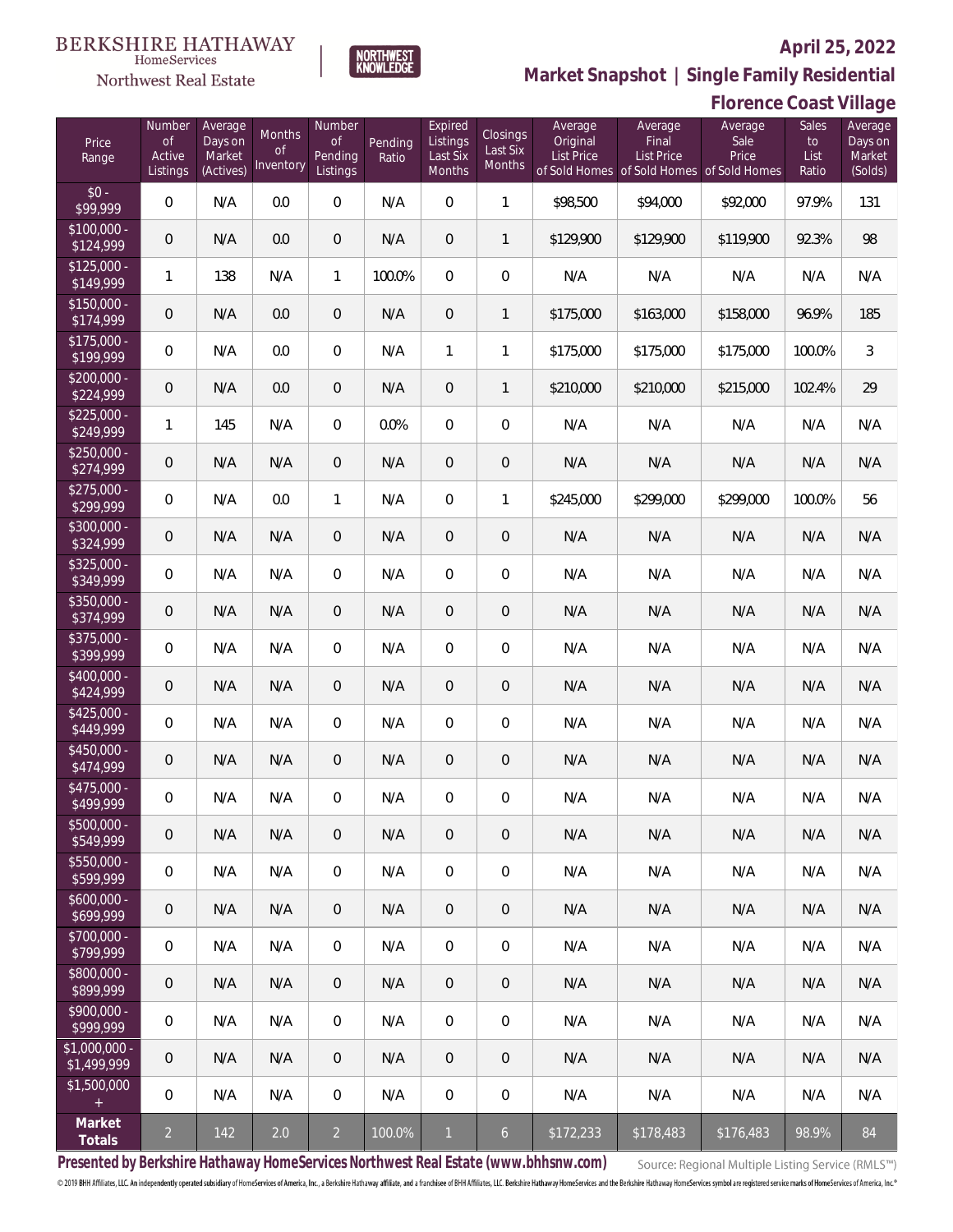BERKSHIRE HATHAWAY HomeServices Northwest Real Estate | NORTHWEST KNOWLEDGE

**April 25, 2022**

**Market Snapshot | Single Family Residential**

**Florence Coast Village**

| Price Range | Number of Active Listings | Average Days on Market (Actives) | Months of Inventory | Number of Pending Listings | Pending Ratio | Expired Listings Last Six Months | Closings Last Six Months | Average Original List Price of Sold Homes | Average Final List Price of Sold Homes | Average Sale Price of Sold Homes | Sales to List Ratio | Average Days on Market (Solds) |
|---|---|---|---|---|---|---|---|---|---|---|---|---|
| $0 - $99,999 | 0 | N/A | 0.0 | 0 | N/A | 0 | 1 | $98,500 | $94,000 | $92,000 | 97.9% | 131 |
| $100,000 - $124,999 | 0 | N/A | 0.0 | 0 | N/A | 0 | 1 | $129,900 | $129,900 | $119,900 | 92.3% | 98 |
| $125,000 - $149,999 | 1 | 138 | N/A | 1 | 100.0% | 0 | 0 | N/A | N/A | N/A | N/A | N/A |
| $150,000 - $174,999 | 0 | N/A | 0.0 | 0 | N/A | 0 | 1 | $175,000 | $163,000 | $158,000 | 96.9% | 185 |
| $175,000 - $199,999 | 0 | N/A | 0.0 | 0 | N/A | 1 | 1 | $175,000 | $175,000 | $175,000 | 100.0% | 3 |
| $200,000 - $224,999 | 0 | N/A | 0.0 | 0 | N/A | 0 | 1 | $210,000 | $210,000 | $215,000 | 102.4% | 29 |
| $225,000 - $249,999 | 1 | 145 | N/A | 0 | 0.0% | 0 | 0 | N/A | N/A | N/A | N/A | N/A |
| $250,000 - $274,999 | 0 | N/A | N/A | 0 | N/A | 0 | 0 | N/A | N/A | N/A | N/A | N/A |
| $275,000 - $299,999 | 0 | N/A | 0.0 | 1 | N/A | 0 | 1 | $245,000 | $299,000 | $299,000 | 100.0% | 56 |
| $300,000 - $324,999 | 0 | N/A | N/A | 0 | N/A | 0 | 0 | N/A | N/A | N/A | N/A | N/A |
| $325,000 - $349,999 | 0 | N/A | N/A | 0 | N/A | 0 | 0 | N/A | N/A | N/A | N/A | N/A |
| $350,000 - $374,999 | 0 | N/A | N/A | 0 | N/A | 0 | 0 | N/A | N/A | N/A | N/A | N/A |
| $375,000 - $399,999 | 0 | N/A | N/A | 0 | N/A | 0 | 0 | N/A | N/A | N/A | N/A | N/A |
| $400,000 - $424,999 | 0 | N/A | N/A | 0 | N/A | 0 | 0 | N/A | N/A | N/A | N/A | N/A |
| $425,000 - $449,999 | 0 | N/A | N/A | 0 | N/A | 0 | 0 | N/A | N/A | N/A | N/A | N/A |
| $450,000 - $474,999 | 0 | N/A | N/A | 0 | N/A | 0 | 0 | N/A | N/A | N/A | N/A | N/A |
| $475,000 - $499,999 | 0 | N/A | N/A | 0 | N/A | 0 | 0 | N/A | N/A | N/A | N/A | N/A |
| $500,000 - $549,999 | 0 | N/A | N/A | 0 | N/A | 0 | 0 | N/A | N/A | N/A | N/A | N/A |
| $550,000 - $599,999 | 0 | N/A | N/A | 0 | N/A | 0 | 0 | N/A | N/A | N/A | N/A | N/A |
| $600,000 - $699,999 | 0 | N/A | N/A | 0 | N/A | 0 | 0 | N/A | N/A | N/A | N/A | N/A |
| $700,000 - $799,999 | 0 | N/A | N/A | 0 | N/A | 0 | 0 | N/A | N/A | N/A | N/A | N/A |
| $800,000 - $899,999 | 0 | N/A | N/A | 0 | N/A | 0 | 0 | N/A | N/A | N/A | N/A | N/A |
| $900,000 - $999,999 | 0 | N/A | N/A | 0 | N/A | 0 | 0 | N/A | N/A | N/A | N/A | N/A |
| $1,000,000 - $1,499,999 | 0 | N/A | N/A | 0 | N/A | 0 | 0 | N/A | N/A | N/A | N/A | N/A |
| $1,500,000 + | 0 | N/A | N/A | 0 | N/A | 0 | 0 | N/A | N/A | N/A | N/A | N/A |
| **Market Totals** | 2 | 142 | 2.0 | 2 | 100.0% | 1 | 6 | $172,233 | $178,483 | $176,483 | 98.9% | 84 |

**Presented by Berkshire Hathaway HomeServices Northwest Real Estate (www.bhhsnw.com)**

Source: Regional Multiple Listing Service (RMLS™)

© 2019 BHH Affiliates, LLC. An independently operated subsidiary of HomeServices of America, Inc., a Berkshire Hathaway affiliate, and a franchisee of BHH Affiliates, LLC. Berkshire Hathaway HomeServices and the Berkshire Hathaway HomeServices symbol are registered service marks of HomeServices of America, Inc.®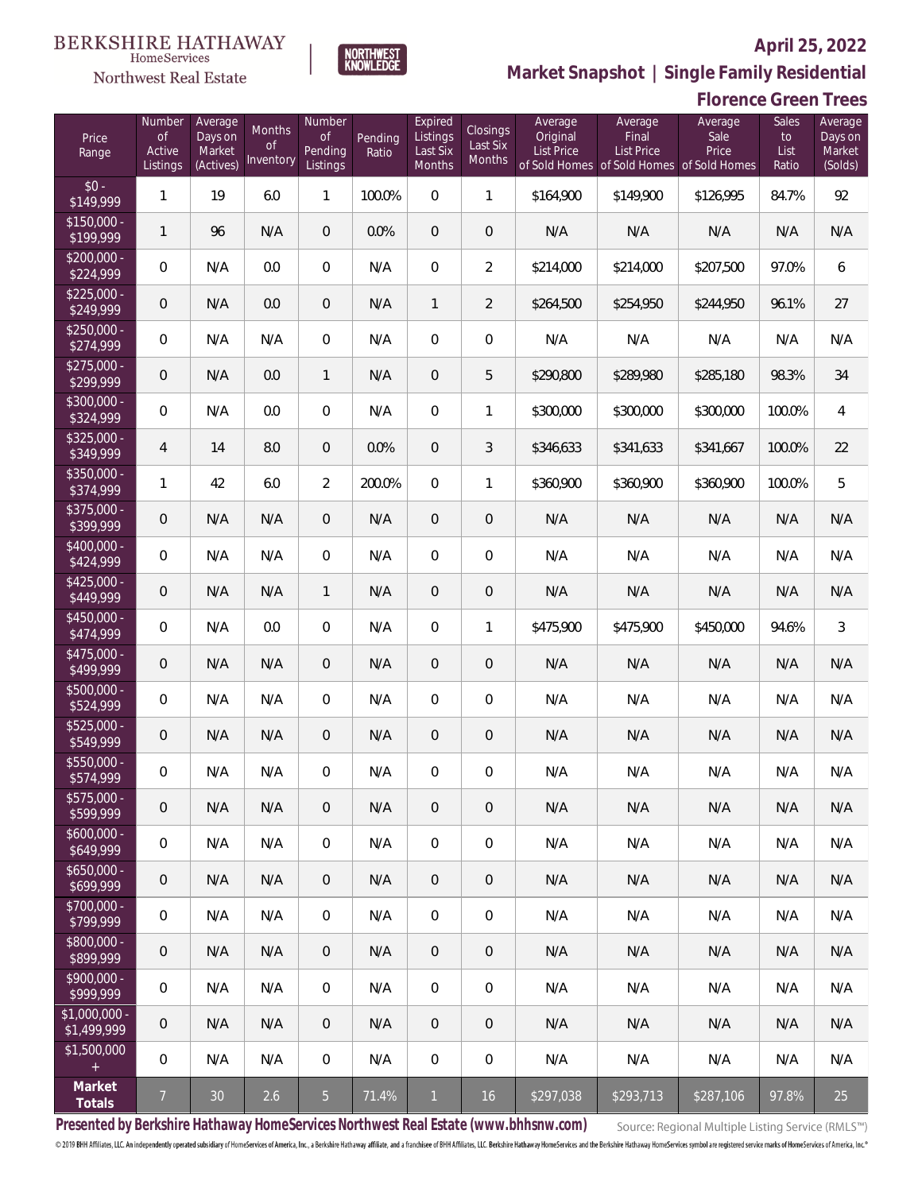BERKSHIRE HATHAWAY HomeServices Northwest Real Estate

NORTHWEST KNOWLEDGE

**April 25, 2022**

**Market Snapshot | Single Family Residential**

**Florence Green Trees**

| Price Range | Number of Active Listings | Average Days on Market (Actives) | Months of Inventory | Number of Pending Listings | Pending Ratio | Expired Listings Last Six Months | Closings Last Six Months | Average Original List Price of Sold Homes | Average Final List Price of Sold Homes | Average Sale Price of Sold Homes | Sales to List Ratio | Average Days on Market (Solds) |
|---|---|---|---|---|---|---|---|---|---|---|---|---|
| $0 - $149,999 | 1 | 19 | 6.0 | 1 | 100.0% | 0 | 1 | $164,900 | $149,900 | $126,995 | 84.7% | 92 |
| $150,000 - $199,999 | 1 | 96 | N/A | 0 | 0.0% | 0 | 0 | N/A | N/A | N/A | N/A | N/A |
| $200,000 - $224,999 | 0 | N/A | 0.0 | 0 | N/A | 0 | 2 | $214,000 | $214,000 | $207,500 | 97.0% | 6 |
| $225,000 - $249,999 | 0 | N/A | 0.0 | 0 | N/A | 1 | 2 | $264,500 | $254,950 | $244,950 | 96.1% | 27 |
| $250,000 - $274,999 | 0 | N/A | N/A | 0 | N/A | 0 | 0 | N/A | N/A | N/A | N/A | N/A |
| $275,000 - $299,999 | 0 | N/A | 0.0 | 1 | N/A | 0 | 5 | $290,800 | $289,980 | $285,180 | 98.3% | 34 |
| $300,000 - $324,999 | 0 | N/A | 0.0 | 0 | N/A | 0 | 1 | $300,000 | $300,000 | $300,000 | 100.0% | 4 |
| $325,000 - $349,999 | 4 | 14 | 8.0 | 0 | 0.0% | 0 | 3 | $346,633 | $341,633 | $341,667 | 100.0% | 22 |
| $350,000 - $374,999 | 1 | 42 | 6.0 | 2 | 200.0% | 0 | 1 | $360,900 | $360,900 | $360,900 | 100.0% | 5 |
| $375,000 - $399,999 | 0 | N/A | N/A | 0 | N/A | 0 | 0 | N/A | N/A | N/A | N/A | N/A |
| $400,000 - $424,999 | 0 | N/A | N/A | 0 | N/A | 0 | 0 | N/A | N/A | N/A | N/A | N/A |
| $425,000 - $449,999 | 0 | N/A | N/A | 1 | N/A | 0 | 0 | N/A | N/A | N/A | N/A | N/A |
| $450,000 - $474,999 | 0 | N/A | 0.0 | 0 | N/A | 0 | 1 | $475,900 | $475,900 | $450,000 | 94.6% | 3 |
| $475,000 - $499,999 | 0 | N/A | N/A | 0 | N/A | 0 | 0 | N/A | N/A | N/A | N/A | N/A |
| $500,000 - $524,999 | 0 | N/A | N/A | 0 | N/A | 0 | 0 | N/A | N/A | N/A | N/A | N/A |
| $525,000 - $549,999 | 0 | N/A | N/A | 0 | N/A | 0 | 0 | N/A | N/A | N/A | N/A | N/A |
| $550,000 - $574,999 | 0 | N/A | N/A | 0 | N/A | 0 | 0 | N/A | N/A | N/A | N/A | N/A |
| $575,000 - $599,999 | 0 | N/A | N/A | 0 | N/A | 0 | 0 | N/A | N/A | N/A | N/A | N/A |
| $600,000 - $649,999 | 0 | N/A | N/A | 0 | N/A | 0 | 0 | N/A | N/A | N/A | N/A | N/A |
| $650,000 - $699,999 | 0 | N/A | N/A | 0 | N/A | 0 | 0 | N/A | N/A | N/A | N/A | N/A |
| $700,000 - $799,999 | 0 | N/A | N/A | 0 | N/A | 0 | 0 | N/A | N/A | N/A | N/A | N/A |
| $800,000 - $899,999 | 0 | N/A | N/A | 0 | N/A | 0 | 0 | N/A | N/A | N/A | N/A | N/A |
| $900,000 - $999,999 | 0 | N/A | N/A | 0 | N/A | 0 | 0 | N/A | N/A | N/A | N/A | N/A |
| $1,000,000 - $1,499,999 | 0 | N/A | N/A | 0 | N/A | 0 | 0 | N/A | N/A | N/A | N/A | N/A |
| $1,500,000 + | 0 | N/A | N/A | 0 | N/A | 0 | 0 | N/A | N/A | N/A | N/A | N/A |
| **Market Totals** | 7 | 30 | 2.6 | 5 | 71.4% | 1 | 16 | $297,038 | $293,713 | $287,106 | 97.8% | 25 |

**Presented by Berkshire Hathaway HomeServices Northwest Real Estate (www.bhhsnw.com)**

Source: Regional Multiple Listing Service (RMLS™)

© 2019 BHH Affiliates, LLC. An independently operated subsidiary of HomeServices of America, Inc., a Berkshire Hathaway affiliate, and a franchisee of BHH Affiliates, LLC. Berkshire Hathaway HomeServices and the Berkshire Hathaway HomeServices symbol are registered service marks of HomeServices of America, Inc.®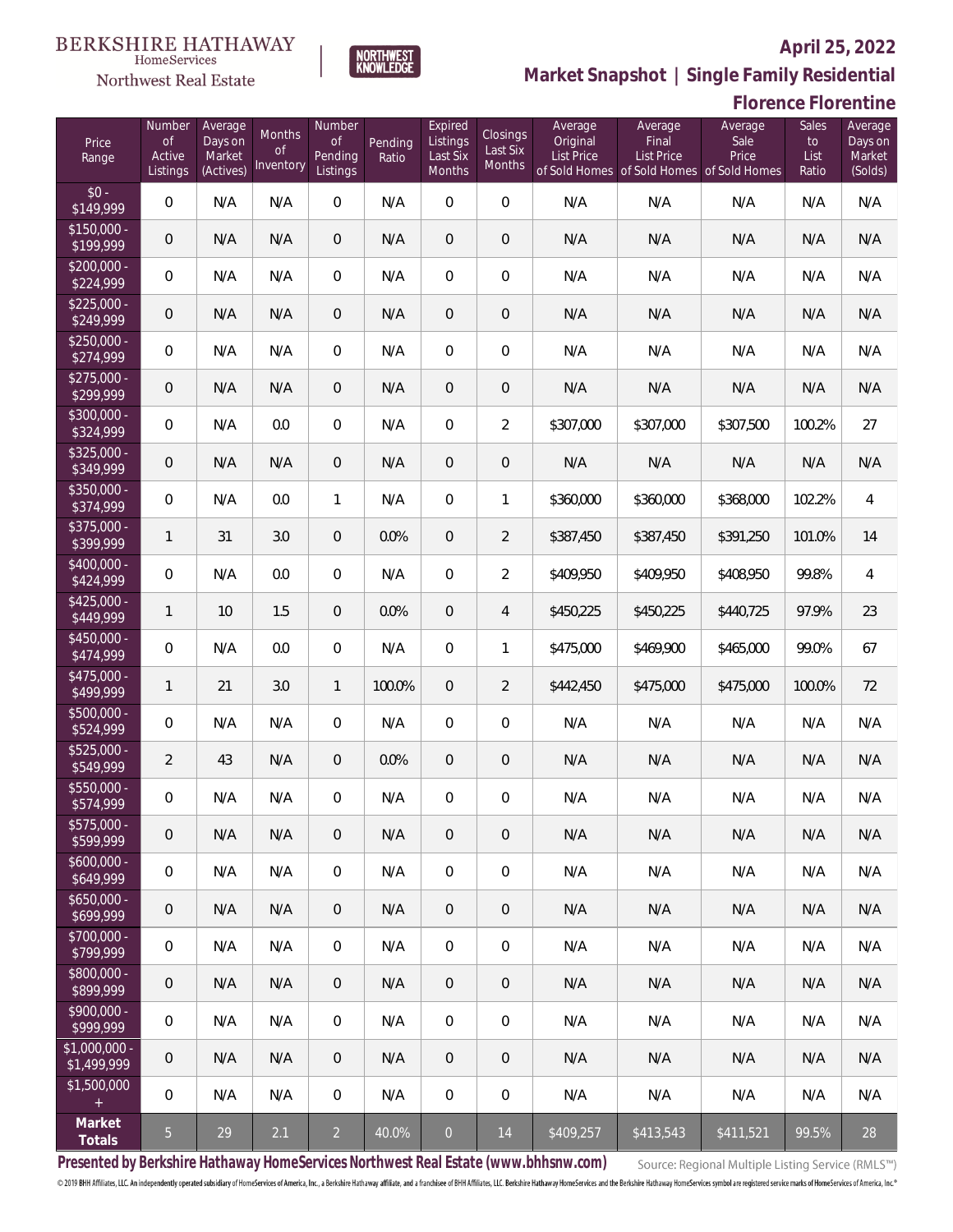BERKSHIRE HATHAWAY HomeServices Northwest Real Estate

NORTHWEST KNOWLEDGE

# April 25, 2022

## Market Snapshot | Single Family Residential

## Florence Florentine

| Price Range | Number of Active Listings | Average Days on Market (Actives) | Months of Inventory | Number of Pending Listings | Pending Ratio | Expired Listings Last Six Months | Closings Last Six Months | Average Original List Price of Sold Homes | Average Final List Price of Sold Homes | Average Sale Price of Sold Homes | Sales to List Ratio | Average Days on Market (Solds) |
|---|---|---|---|---|---|---|---|---|---|---|---|---|
| $0 - $149,999 | 0 | N/A | N/A | 0 | N/A | 0 | 0 | N/A | N/A | N/A | N/A | N/A |
| $150,000 - $199,999 | 0 | N/A | N/A | 0 | N/A | 0 | 0 | N/A | N/A | N/A | N/A | N/A |
| $200,000 - $224,999 | 0 | N/A | N/A | 0 | N/A | 0 | 0 | N/A | N/A | N/A | N/A | N/A |
| $225,000 - $249,999 | 0 | N/A | N/A | 0 | N/A | 0 | 0 | N/A | N/A | N/A | N/A | N/A |
| $250,000 - $274,999 | 0 | N/A | N/A | 0 | N/A | 0 | 0 | N/A | N/A | N/A | N/A | N/A |
| $275,000 - $299,999 | 0 | N/A | N/A | 0 | N/A | 0 | 0 | N/A | N/A | N/A | N/A | N/A |
| $300,000 - $324,999 | 0 | N/A | 0.0 | 0 | N/A | 0 | 2 | $307,000 | $307,000 | $307,500 | 100.2% | 27 |
| $325,000 - $349,999 | 0 | N/A | N/A | 0 | N/A | 0 | 0 | N/A | N/A | N/A | N/A | N/A |
| $350,000 - $374,999 | 0 | N/A | 0.0 | 1 | N/A | 0 | 1 | $360,000 | $360,000 | $368,000 | 102.2% | 4 |
| $375,000 - $399,999 | 1 | 31 | 3.0 | 0 | 0.0% | 0 | 2 | $387,450 | $387,450 | $391,250 | 101.0% | 14 |
| $400,000 - $424,999 | 0 | N/A | 0.0 | 0 | N/A | 0 | 2 | $409,950 | $409,950 | $408,950 | 99.8% | 4 |
| $425,000 - $449,999 | 1 | 10 | 1.5 | 0 | 0.0% | 0 | 4 | $450,225 | $450,225 | $440,725 | 97.9% | 23 |
| $450,000 - $474,999 | 0 | N/A | 0.0 | 0 | N/A | 0 | 1 | $475,000 | $469,900 | $465,000 | 99.0% | 67 |
| $475,000 - $499,999 | 1 | 21 | 3.0 | 1 | 100.0% | 0 | 2 | $442,450 | $475,000 | $475,000 | 100.0% | 72 |
| $500,000 - $524,999 | 0 | N/A | N/A | 0 | N/A | 0 | 0 | N/A | N/A | N/A | N/A | N/A |
| $525,000 - $549,999 | 2 | 43 | N/A | 0 | 0.0% | 0 | 0 | N/A | N/A | N/A | N/A | N/A |
| $550,000 - $574,999 | 0 | N/A | N/A | 0 | N/A | 0 | 0 | N/A | N/A | N/A | N/A | N/A |
| $575,000 - $599,999 | 0 | N/A | N/A | 0 | N/A | 0 | 0 | N/A | N/A | N/A | N/A | N/A |
| $600,000 - $649,999 | 0 | N/A | N/A | 0 | N/A | 0 | 0 | N/A | N/A | N/A | N/A | N/A |
| $650,000 - $699,999 | 0 | N/A | N/A | 0 | N/A | 0 | 0 | N/A | N/A | N/A | N/A | N/A |
| $700,000 - $799,999 | 0 | N/A | N/A | 0 | N/A | 0 | 0 | N/A | N/A | N/A | N/A | N/A |
| $800,000 - $899,999 | 0 | N/A | N/A | 0 | N/A | 0 | 0 | N/A | N/A | N/A | N/A | N/A |
| $900,000 - $999,999 | 0 | N/A | N/A | 0 | N/A | 0 | 0 | N/A | N/A | N/A | N/A | N/A |
| $1,000,000 - $1,499,999 | 0 | N/A | N/A | 0 | N/A | 0 | 0 | N/A | N/A | N/A | N/A | N/A |
| $1,500,000 + | 0 | N/A | N/A | 0 | N/A | 0 | 0 | N/A | N/A | N/A | N/A | N/A |
| **Market Totals** | 5 | 29 | 2.1 | 2 | 40.0% | 0 | 14 | $409,257 | $413,543 | $411,521 | 99.5% | 28 |

**Presented by Berkshire Hathaway HomeServices Northwest Real Estate (www.bhhsnw.com)** Source: Regional Multiple Listing Service (RMLS™)

© 2019 BHH Affiliates, LLC. An independently operated subsidiary of HomeServices of America, Inc., a Berkshire Hathaway affiliate, and a franchisee of BHH Affiliates, LLC. Berkshire Hathaway HomeServices and the Berkshire Hathaway HomeServices symbol are registered service marks of HomeServices of America, Inc.®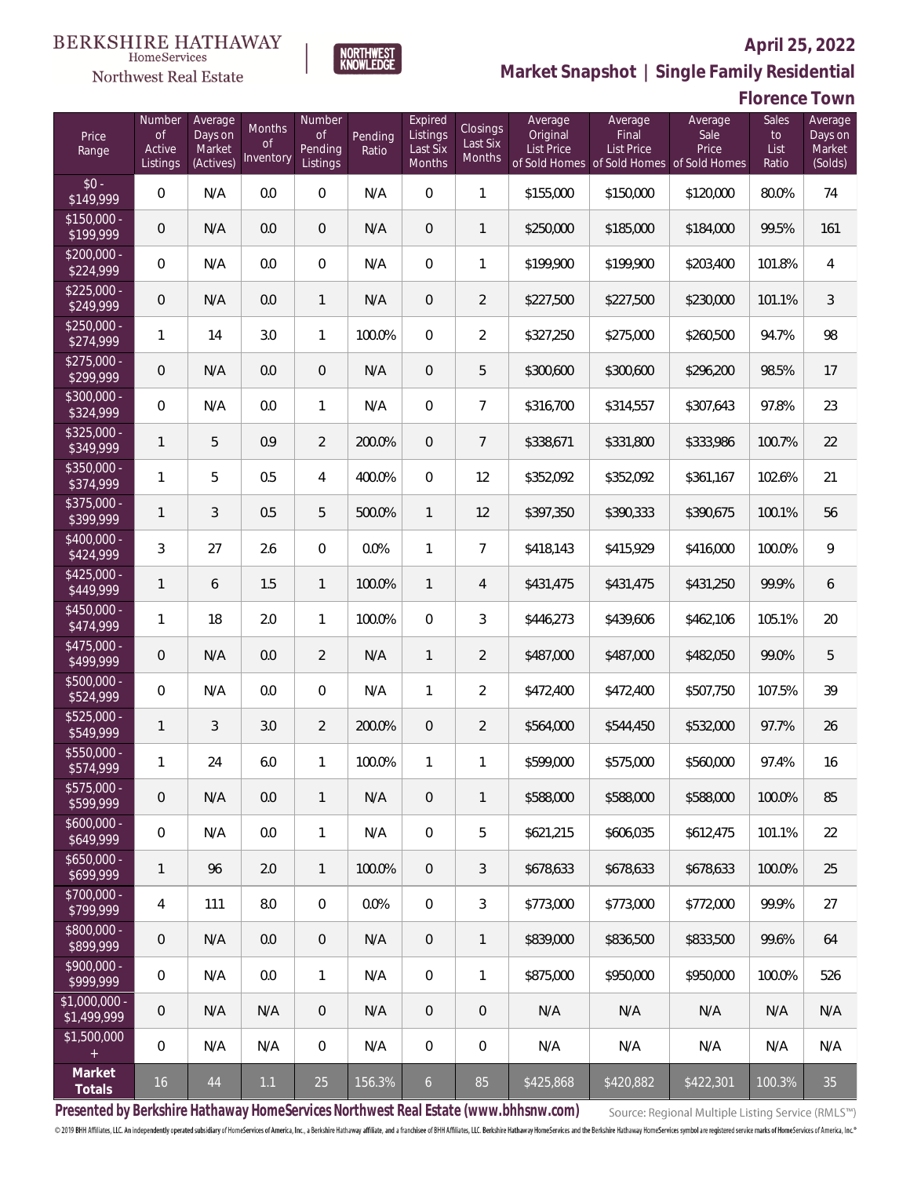BERKSHIRE HATHAWAY HomeServices Northwest Real Estate

NORTHWEST KNOWLEDGE

**April 25, 2022**

**Market Snapshot | Single Family Residential**

**Florence Town**

| Price Range | Number of Active Listings | Average Days on Market (Actives) | Months of Inventory | Number of Pending Listings | Pending Ratio | Expired Listings Last Six Months | Closings Last Six Months | Average Original List Price of Sold Homes | Average Final List Price of Sold Homes | Average Sale Price of Sold Homes | Sales to List Ratio | Average Days on Market (Solds) |
|---|---|---|---|---|---|---|---|---|---|---|---|---|
| $0 - $149,999 | 0 | N/A | 0.0 | 0 | N/A | 0 | 1 | $155,000 | $150,000 | $120,000 | 80.0% | 74 |
| $150,000 - $199,999 | 0 | N/A | 0.0 | 0 | N/A | 0 | 1 | $250,000 | $185,000 | $184,000 | 99.5% | 161 |
| $200,000 - $224,999 | 0 | N/A | 0.0 | 0 | N/A | 0 | 1 | $199,900 | $199,900 | $203,400 | 101.8% | 4 |
| $225,000 - $249,999 | 0 | N/A | 0.0 | 1 | N/A | 0 | 2 | $227,500 | $227,500 | $230,000 | 101.1% | 3 |
| $250,000 - $274,999 | 1 | 14 | 3.0 | 1 | 100.0% | 0 | 2 | $327,250 | $275,000 | $260,500 | 94.7% | 98 |
| $275,000 - $299,999 | 0 | N/A | 0.0 | 0 | N/A | 0 | 5 | $300,600 | $300,600 | $296,200 | 98.5% | 17 |
| $300,000 - $324,999 | 0 | N/A | 0.0 | 1 | N/A | 0 | 7 | $316,700 | $314,557 | $307,643 | 97.8% | 23 |
| $325,000 - $349,999 | 1 | 5 | 0.9 | 2 | 200.0% | 0 | 7 | $338,671 | $331,800 | $333,986 | 100.7% | 22 |
| $350,000 - $374,999 | 1 | 5 | 0.5 | 4 | 400.0% | 0 | 12 | $352,092 | $352,092 | $361,167 | 102.6% | 21 |
| $375,000 - $399,999 | 1 | 3 | 0.5 | 5 | 500.0% | 1 | 12 | $397,350 | $390,333 | $390,675 | 100.1% | 56 |
| $400,000 - $424,999 | 3 | 27 | 2.6 | 0 | 0.0% | 1 | 7 | $418,143 | $415,929 | $416,000 | 100.0% | 9 |
| $425,000 - $449,999 | 1 | 6 | 1.5 | 1 | 100.0% | 1 | 4 | $431,475 | $431,475 | $431,250 | 99.9% | 6 |
| $450,000 - $474,999 | 1 | 18 | 2.0 | 1 | 100.0% | 0 | 3 | $446,273 | $439,606 | $462,106 | 105.1% | 20 |
| $475,000 - $499,999 | 0 | N/A | 0.0 | 2 | N/A | 1 | 2 | $487,000 | $487,000 | $482,050 | 99.0% | 5 |
| $500,000 - $524,999 | 0 | N/A | 0.0 | 0 | N/A | 1 | 2 | $472,400 | $472,400 | $507,750 | 107.5% | 39 |
| $525,000 - $549,999 | 1 | 3 | 3.0 | 2 | 200.0% | 0 | 2 | $564,000 | $544,450 | $532,000 | 97.7% | 26 |
| $550,000 - $574,999 | 1 | 24 | 6.0 | 1 | 100.0% | 1 | 1 | $599,000 | $575,000 | $560,000 | 97.4% | 16 |
| $575,000 - $599,999 | 0 | N/A | 0.0 | 1 | N/A | 0 | 1 | $588,000 | $588,000 | $588,000 | 100.0% | 85 |
| $600,000 - $649,999 | 0 | N/A | 0.0 | 1 | N/A | 0 | 5 | $621,215 | $606,035 | $612,475 | 101.1% | 22 |
| $650,000 - $699,999 | 1 | 96 | 2.0 | 1 | 100.0% | 0 | 3 | $678,633 | $678,633 | $678,633 | 100.0% | 25 |
| $700,000 - $799,999 | 4 | 111 | 8.0 | 0 | 0.0% | 0 | 3 | $773,000 | $773,000 | $772,000 | 99.9% | 27 |
| $800,000 - $899,999 | 0 | N/A | 0.0 | 0 | N/A | 0 | 1 | $839,000 | $836,500 | $833,500 | 99.6% | 64 |
| $900,000 - $999,999 | 0 | N/A | 0.0 | 1 | N/A | 0 | 1 | $875,000 | $950,000 | $950,000 | 100.0% | 526 |
| $1,000,000 - $1,499,999 | 0 | N/A | N/A | 0 | N/A | 0 | 0 | N/A | N/A | N/A | N/A | N/A |
| $1,500,000 + | 0 | N/A | N/A | 0 | N/A | 0 | 0 | N/A | N/A | N/A | N/A | N/A |
| **Market Totals** | 16 | 44 | 1.1 | 25 | 156.3% | 6 | 85 | $425,868 | $420,882 | $422,301 | 100.3% | 35 |

**Presented by Berkshire Hathaway HomeServices Northwest Real Estate (www.bhhsnw.com)**

Source: Regional Multiple Listing Service (RMLS™)

© 2019 BHH Affiliates, LLC. An independently operated subsidiary of HomeServices of America, Inc., a Berkshire Hathaway affiliate, and a franchisee of BHH Affiliates, LLC. Berkshire Hathaway HomeServices and the Berkshire Hathaway HomeServices symbol are registered service marks of HomeServices of America, Inc.®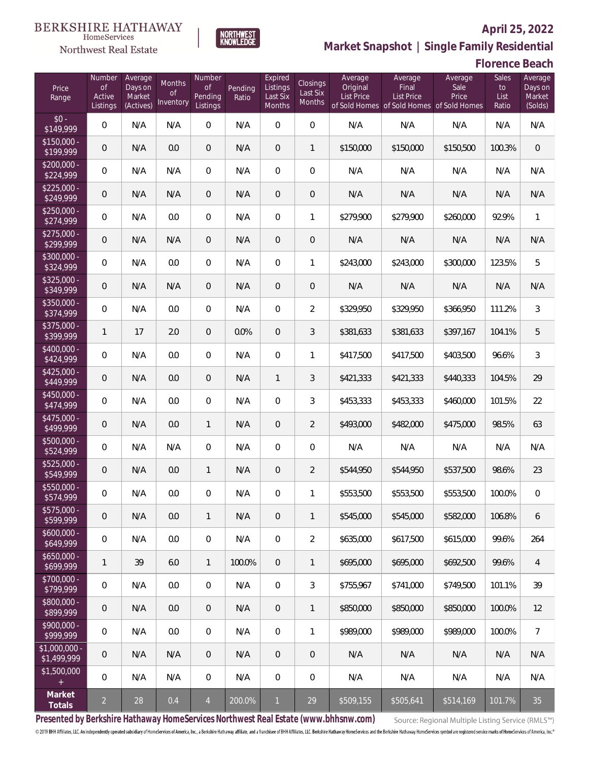BERKSHIRE HATHAWAY HomeServices Northwest Real Estate

NORTHWEST KNOWLEDGE

## April 25, 2022

## Market Snapshot | Single Family Residential

## Florence Beach

| Price Range | Number of Active Listings | Average Days on Market (Actives) | Months of Inventory | Number of Pending Listings | Pending Ratio | Expired Listings Last Six Months | Closings Last Six Months | Average Original List Price of Sold Homes | Average Final List Price of Sold Homes | Average Sale Price of Sold Homes | Sales to List Ratio | Average Days on Market (Solds) |
|---|---|---|---|---|---|---|---|---|---|---|---|---|
| $0 - $149,999 | 0 | N/A | N/A | 0 | N/A | 0 | 0 | N/A | N/A | N/A | N/A | N/A |
| $150,000 - $199,999 | 0 | N/A | 0.0 | 0 | N/A | 0 | 1 | $150,000 | $150,000 | $150,500 | 100.3% | 0 |
| $200,000 - $224,999 | 0 | N/A | N/A | 0 | N/A | 0 | 0 | N/A | N/A | N/A | N/A | N/A |
| $225,000 - $249,999 | 0 | N/A | N/A | 0 | N/A | 0 | 0 | N/A | N/A | N/A | N/A | N/A |
| $250,000 - $274,999 | 0 | N/A | 0.0 | 0 | N/A | 0 | 1 | $279,900 | $279,900 | $260,000 | 92.9% | 1 |
| $275,000 - $299,999 | 0 | N/A | N/A | 0 | N/A | 0 | 0 | N/A | N/A | N/A | N/A | N/A |
| $300,000 - $324,999 | 0 | N/A | 0.0 | 0 | N/A | 0 | 1 | $243,000 | $243,000 | $300,000 | 123.5% | 5 |
| $325,000 - $349,999 | 0 | N/A | N/A | 0 | N/A | 0 | 0 | N/A | N/A | N/A | N/A | N/A |
| $350,000 - $374,999 | 0 | N/A | 0.0 | 0 | N/A | 0 | 2 | $329,950 | $329,950 | $366,950 | 111.2% | 3 |
| $375,000 - $399,999 | 1 | 17 | 2.0 | 0 | 0.0% | 0 | 3 | $381,633 | $381,633 | $397,167 | 104.1% | 5 |
| $400,000 - $424,999 | 0 | N/A | 0.0 | 0 | N/A | 0 | 1 | $417,500 | $417,500 | $403,500 | 96.6% | 3 |
| $425,000 - $449,999 | 0 | N/A | 0.0 | 0 | N/A | 1 | 3 | $421,333 | $421,333 | $440,333 | 104.5% | 29 |
| $450,000 - $474,999 | 0 | N/A | 0.0 | 0 | N/A | 0 | 3 | $453,333 | $453,333 | $460,000 | 101.5% | 22 |
| $475,000 - $499,999 | 0 | N/A | 0.0 | 1 | N/A | 0 | 2 | $493,000 | $482,000 | $475,000 | 98.5% | 63 |
| $500,000 - $524,999 | 0 | N/A | N/A | 0 | N/A | 0 | 0 | N/A | N/A | N/A | N/A | N/A |
| $525,000 - $549,999 | 0 | N/A | 0.0 | 1 | N/A | 0 | 2 | $544,950 | $544,950 | $537,500 | 98.6% | 23 |
| $550,000 - $574,999 | 0 | N/A | 0.0 | 0 | N/A | 0 | 1 | $553,500 | $553,500 | $553,500 | 100.0% | 0 |
| $575,000 - $599,999 | 0 | N/A | 0.0 | 1 | N/A | 0 | 1 | $545,000 | $545,000 | $582,000 | 106.8% | 6 |
| $600,000 - $649,999 | 0 | N/A | 0.0 | 0 | N/A | 0 | 2 | $635,000 | $617,500 | $615,000 | 99.6% | 264 |
| $650,000 - $699,999 | 1 | 39 | 6.0 | 1 | 100.0% | 0 | 1 | $695,000 | $695,000 | $692,500 | 99.6% | 4 |
| $700,000 - $799,999 | 0 | N/A | 0.0 | 0 | N/A | 0 | 3 | $755,967 | $741,000 | $749,500 | 101.1% | 39 |
| $800,000 - $899,999 | 0 | N/A | 0.0 | 0 | N/A | 0 | 1 | $850,000 | $850,000 | $850,000 | 100.0% | 12 |
| $900,000 - $999,999 | 0 | N/A | 0.0 | 0 | N/A | 0 | 1 | $989,000 | $989,000 | $989,000 | 100.0% | 7 |
| $1,000,000 - $1,499,999 | 0 | N/A | N/A | 0 | N/A | 0 | 0 | N/A | N/A | N/A | N/A | N/A |
| $1,500,000 + | 0 | N/A | N/A | 0 | N/A | 0 | 0 | N/A | N/A | N/A | N/A | N/A |
| **Market Totals** | 2 | 28 | 0.4 | 4 | 200.0% | 1 | 29 | $509,155 | $505,641 | $514,169 | 101.7% | 35 |

**Presented by Berkshire Hathaway HomeServices Northwest Real Estate (www.bhhsnw.com)**

Source: Regional Multiple Listing Service (RMLS™)

© 2019 BHH Affiliates, LLC. An independently operated subsidiary of HomeServices of America, Inc., a Berkshire Hathaway affiliate, and a franchisee of BHH Affiliates, LLC. Berkshire Hathaway HomeServices and the Berkshire Hathaway HomeServices symbol are registered service marks of HomeServices of America, Inc.®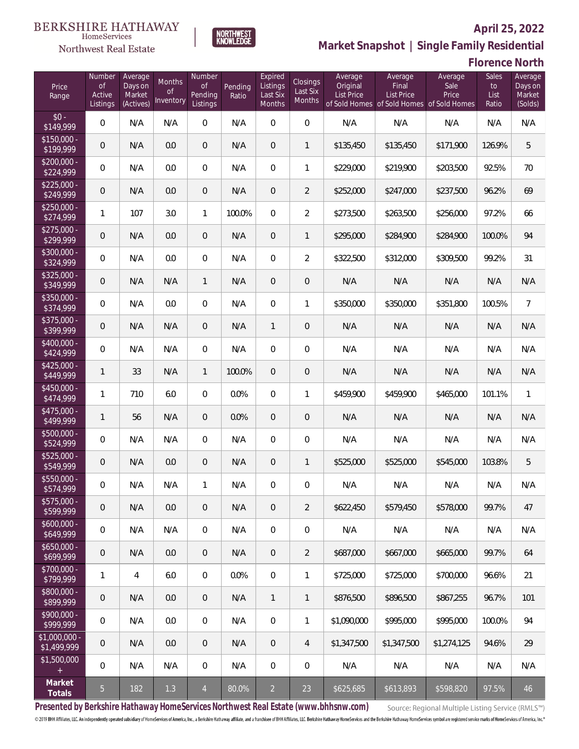BERKSHIRE HATHAWAY HomeServices Northwest Real Estate

NORTHWEST KNOWLEDGE

**April 25, 2022**

**Market Snapshot | Single Family Residential**

**Florence North**

| Price Range | Number of Active Listings | Average Days on Market (Actives) | Months of Inventory | Number of Pending Listings | Pending Ratio | Expired Listings Last Six Months | Closings Last Six Months | Average Original List Price of Sold Homes | Average Final List Price of Sold Homes | Average Sale Price of Sold Homes | Sales to List Ratio | Average Days on Market (Solds) |
|---|---|---|---|---|---|---|---|---|---|---|---|---|
| $0 - $149,999 | 0 | N/A | N/A | 0 | N/A | 0 | 0 | N/A | N/A | N/A | N/A | N/A |
| $150,000 - $199,999 | 0 | N/A | 0.0 | 0 | N/A | 0 | 1 | $135,450 | $135,450 | $171,900 | 126.9% | 5 |
| $200,000 - $224,999 | 0 | N/A | 0.0 | 0 | N/A | 0 | 1 | $229,000 | $219,900 | $203,500 | 92.5% | 70 |
| $225,000 - $249,999 | 0 | N/A | 0.0 | 0 | N/A | 0 | 2 | $252,000 | $247,000 | $237,500 | 96.2% | 69 |
| $250,000 - $274,999 | 1 | 107 | 3.0 | 1 | 100.0% | 0 | 2 | $273,500 | $263,500 | $256,000 | 97.2% | 66 |
| $275,000 - $299,999 | 0 | N/A | 0.0 | 0 | N/A | 0 | 1 | $295,000 | $284,900 | $284,900 | 100.0% | 94 |
| $300,000 - $324,999 | 0 | N/A | 0.0 | 0 | N/A | 0 | 2 | $322,500 | $312,000 | $309,500 | 99.2% | 31 |
| $325,000 - $349,999 | 0 | N/A | N/A | 1 | N/A | 0 | 0 | N/A | N/A | N/A | N/A | N/A |
| $350,000 - $374,999 | 0 | N/A | 0.0 | 0 | N/A | 0 | 1 | $350,000 | $350,000 | $351,800 | 100.5% | 7 |
| $375,000 - $399,999 | 0 | N/A | N/A | 0 | N/A | 1 | 0 | N/A | N/A | N/A | N/A | N/A |
| $400,000 - $424,999 | 0 | N/A | N/A | 0 | N/A | 0 | 0 | N/A | N/A | N/A | N/A | N/A |
| $425,000 - $449,999 | 1 | 33 | N/A | 1 | 100.0% | 0 | 0 | N/A | N/A | N/A | N/A | N/A |
| $450,000 - $474,999 | 1 | 710 | 6.0 | 0 | 0.0% | 0 | 1 | $459,900 | $459,900 | $465,000 | 101.1% | 1 |
| $475,000 - $499,999 | 1 | 56 | N/A | 0 | 0.0% | 0 | 0 | N/A | N/A | N/A | N/A | N/A |
| $500,000 - $524,999 | 0 | N/A | N/A | 0 | N/A | 0 | 0 | N/A | N/A | N/A | N/A | N/A |
| $525,000 - $549,999 | 0 | N/A | 0.0 | 0 | N/A | 0 | 1 | $525,000 | $525,000 | $545,000 | 103.8% | 5 |
| $550,000 - $574,999 | 0 | N/A | N/A | 1 | N/A | 0 | 0 | N/A | N/A | N/A | N/A | N/A |
| $575,000 - $599,999 | 0 | N/A | 0.0 | 0 | N/A | 0 | 2 | $622,450 | $579,450 | $578,000 | 99.7% | 47 |
| $600,000 - $649,999 | 0 | N/A | N/A | 0 | N/A | 0 | 0 | N/A | N/A | N/A | N/A | N/A |
| $650,000 - $699,999 | 0 | N/A | 0.0 | 0 | N/A | 0 | 2 | $687,000 | $667,000 | $665,000 | 99.7% | 64 |
| $700,000 - $799,999 | 1 | 4 | 6.0 | 0 | 0.0% | 0 | 1 | $725,000 | $725,000 | $700,000 | 96.6% | 21 |
| $800,000 - $899,999 | 0 | N/A | 0.0 | 0 | N/A | 1 | 1 | $876,500 | $896,500 | $867,255 | 96.7% | 101 |
| $900,000 - $999,999 | 0 | N/A | 0.0 | 0 | N/A | 0 | 1 | $1,090,000 | $995,000 | $995,000 | 100.0% | 94 |
| $1,000,000 - $1,499,999 | 0 | N/A | 0.0 | 0 | N/A | 0 | 4 | $1,347,500 | $1,347,500 | $1,274,125 | 94.6% | 29 |
| $1,500,000 + | 0 | N/A | N/A | 0 | N/A | 0 | 0 | N/A | N/A | N/A | N/A | N/A |
| **Market Totals** | 5 | 182 | 1.3 | 4 | 80.0% | 2 | 23 | $625,685 | $613,893 | $598,820 | 97.5% | 46 |

**Presented by Berkshire Hathaway HomeServices Northwest Real Estate (www.bhhsnw.com)**

Source: Regional Multiple Listing Service (RMLS™)

© 2019 BHH Affiliates, LLC. An independently operated subsidiary of HomeServices of America, Inc., a Berkshire Hathaway affiliate, and a franchisee of BHH Affiliates, LLC. Berkshire Hathaway HomeServices and the Berkshire Hathaway HomeServices symbol are registered service marks of HomeServices of America, Inc.®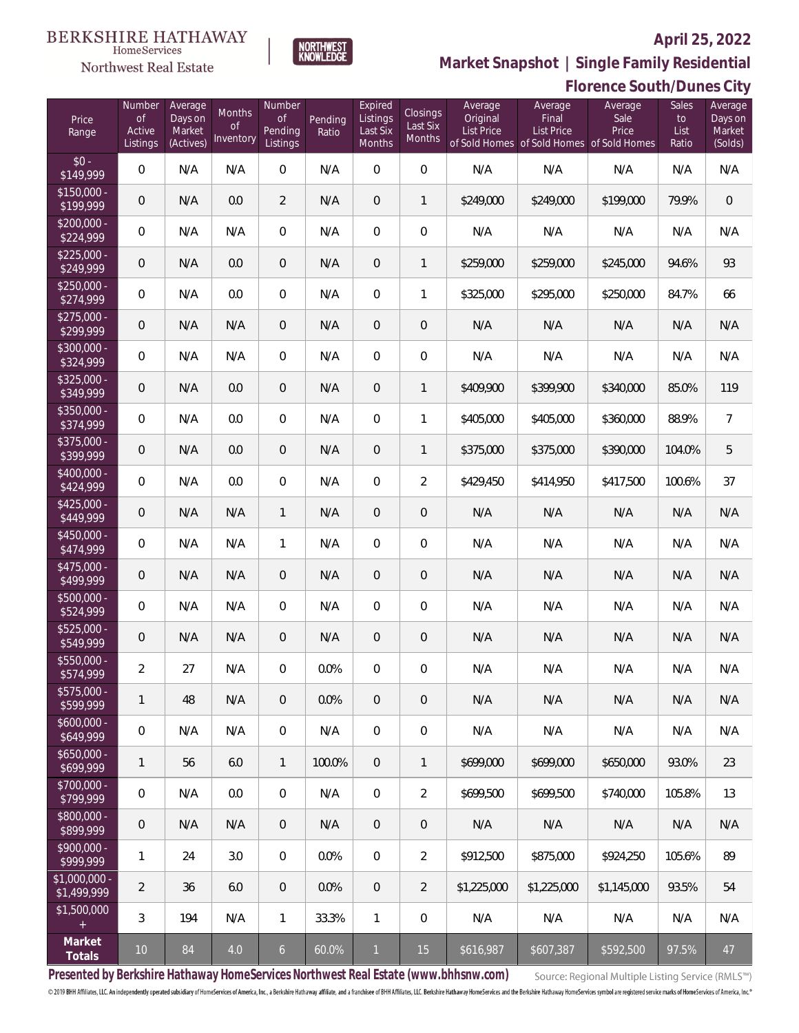BERKSHIRE HATHAWAY HomeServices Northwest Real Estate

NORTHWEST KNOWLEDGE

## April 25, 2022

## Market Snapshot | Single Family Residential

## Florence South/Dunes City

| Price Range | Number of Active Listings | Average Days on Market (Actives) | Months of Inventory | Number of Pending Listings | Pending Ratio | Expired Listings Last Six Months | Closings Last Six Months | Average Original List Price of Sold Homes | Average Final List Price of Sold Homes | Average Sale Price of Sold Homes | Sales to List Ratio | Average Days on Market (Solds) |
|---|---|---|---|---|---|---|---|---|---|---|---|---|
| $0 - $149,999 | 0 | N/A | N/A | 0 | N/A | 0 | 0 | N/A | N/A | N/A | N/A | N/A |
| $150,000 - $199,999 | 0 | N/A | 0.0 | 2 | N/A | 0 | 1 | $249,000 | $249,000 | $199,000 | 79.9% | 0 |
| $200,000 - $224,999 | 0 | N/A | N/A | 0 | N/A | 0 | 0 | N/A | N/A | N/A | N/A | N/A |
| $225,000 - $249,999 | 0 | N/A | 0.0 | 0 | N/A | 0 | 1 | $259,000 | $259,000 | $245,000 | 94.6% | 93 |
| $250,000 - $274,999 | 0 | N/A | 0.0 | 0 | N/A | 0 | 1 | $325,000 | $295,000 | $250,000 | 84.7% | 66 |
| $275,000 - $299,999 | 0 | N/A | N/A | 0 | N/A | 0 | 0 | N/A | N/A | N/A | N/A | N/A |
| $300,000 - $324,999 | 0 | N/A | N/A | 0 | N/A | 0 | 0 | N/A | N/A | N/A | N/A | N/A |
| $325,000 - $349,999 | 0 | N/A | 0.0 | 0 | N/A | 0 | 1 | $409,900 | $399,900 | $340,000 | 85.0% | 119 |
| $350,000 - $374,999 | 0 | N/A | 0.0 | 0 | N/A | 0 | 1 | $405,000 | $405,000 | $360,000 | 88.9% | 7 |
| $375,000 - $399,999 | 0 | N/A | 0.0 | 0 | N/A | 0 | 1 | $375,000 | $375,000 | $390,000 | 104.0% | 5 |
| $400,000 - $424,999 | 0 | N/A | 0.0 | 0 | N/A | 0 | 2 | $429,450 | $414,950 | $417,500 | 100.6% | 37 |
| $425,000 - $449,999 | 0 | N/A | N/A | 1 | N/A | 0 | 0 | N/A | N/A | N/A | N/A | N/A |
| $450,000 - $474,999 | 0 | N/A | N/A | 1 | N/A | 0 | 0 | N/A | N/A | N/A | N/A | N/A |
| $475,000 - $499,999 | 0 | N/A | N/A | 0 | N/A | 0 | 0 | N/A | N/A | N/A | N/A | N/A |
| $500,000 - $524,999 | 0 | N/A | N/A | 0 | N/A | 0 | 0 | N/A | N/A | N/A | N/A | N/A |
| $525,000 - $549,999 | 0 | N/A | N/A | 0 | N/A | 0 | 0 | N/A | N/A | N/A | N/A | N/A |
| $550,000 - $574,999 | 2 | 27 | N/A | 0 | 0.0% | 0 | 0 | N/A | N/A | N/A | N/A | N/A |
| $575,000 - $599,999 | 1 | 48 | N/A | 0 | 0.0% | 0 | 0 | N/A | N/A | N/A | N/A | N/A |
| $600,000 - $649,999 | 0 | N/A | N/A | 0 | N/A | 0 | 0 | N/A | N/A | N/A | N/A | N/A |
| $650,000 - $699,999 | 1 | 56 | 6.0 | 1 | 100.0% | 0 | 1 | $699,000 | $699,000 | $650,000 | 93.0% | 23 |
| $700,000 - $799,999 | 0 | N/A | 0.0 | 0 | N/A | 0 | 2 | $699,500 | $699,500 | $740,000 | 105.8% | 13 |
| $800,000 - $899,999 | 0 | N/A | N/A | 0 | N/A | 0 | 0 | N/A | N/A | N/A | N/A | N/A |
| $900,000 - $999,999 | 1 | 24 | 3.0 | 0 | 0.0% | 0 | 2 | $912,500 | $875,000 | $924,250 | 105.6% | 89 |
| $1,000,000 - $1,499,999 | 2 | 36 | 6.0 | 0 | 0.0% | 0 | 2 | $1,225,000 | $1,225,000 | $1,145,000 | 93.5% | 54 |
| $1,500,000 + | 3 | 194 | N/A | 1 | 33.3% | 1 | 0 | N/A | N/A | N/A | N/A | N/A |
| **Market Totals** | 10 | 84 | 4.0 | 6 | 60.0% | 1 | 15 | $616,987 | $607,387 | $592,500 | 97.5% | 47 |

**Presented by Berkshire Hathaway HomeServices Northwest Real Estate (www.bhhsnw.com)** Source: Regional Multiple Listing Service (RMLS™)

© 2019 BHH Affiliates, LLC. An independently operated subsidiary of HomeServices of America, Inc., a Berkshire Hathaway affiliate, and a franchisee of BHH Affiliates, LLC. Berkshire Hathaway HomeServices and the Berkshire Hathaway HomeServices symbol are registered service marks of HomeServices of America, Inc.®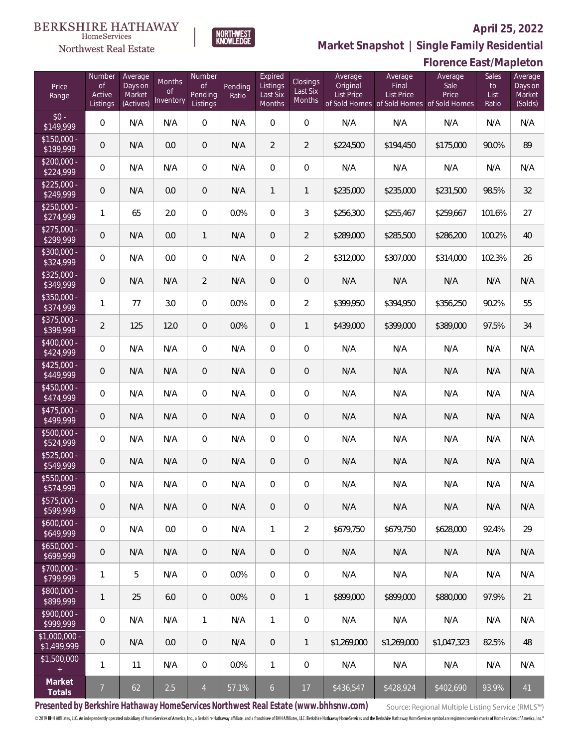BERKSHIRE HATHAWAY HomeServices Northwest Real Estate

NORTHWEST KNOWLEDGE

**April 25, 2022**

**Market Snapshot | Single Family Residential**

**Florence East/Mapleton**

| Price Range | Number of Active Listings | Average Days on Market (Actives) | Months of Inventory | Number of Pending Listings | Pending Ratio | Expired Listings Last Six Months | Closings Last Six Months | Average Original List Price of Sold Homes | Average Final List Price of Sold Homes | Average Sale Price of Sold Homes | Sales to List Ratio | Average Days on Market (Solds) |
|---|---|---|---|---|---|---|---|---|---|---|---|---|
| $0 - $149,999 | 0 | N/A | N/A | 0 | N/A | 0 | 0 | N/A | N/A | N/A | N/A | N/A |
| $150,000 - $199,999 | 0 | N/A | 0.0 | 0 | N/A | 2 | 2 | $224,500 | $194,450 | $175,000 | 90.0% | 89 |
| $200,000 - $224,999 | 0 | N/A | N/A | 0 | N/A | 0 | 0 | N/A | N/A | N/A | N/A | N/A |
| $225,000 - $249,999 | 0 | N/A | 0.0 | 0 | N/A | 1 | 1 | $235,000 | $235,000 | $231,500 | 98.5% | 32 |
| $250,000 - $274,999 | 1 | 65 | 2.0 | 0 | 0.0% | 0 | 3 | $256,300 | $255,467 | $259,667 | 101.6% | 27 |
| $275,000 - $299,999 | 0 | N/A | 0.0 | 1 | N/A | 0 | 2 | $289,000 | $285,500 | $286,200 | 100.2% | 40 |
| $300,000 - $324,999 | 0 | N/A | 0.0 | 0 | N/A | 0 | 2 | $312,000 | $307,000 | $314,000 | 102.3% | 26 |
| $325,000 - $349,999 | 0 | N/A | N/A | 2 | N/A | 0 | 0 | N/A | N/A | N/A | N/A | N/A |
| $350,000 - $374,999 | 1 | 77 | 3.0 | 0 | 0.0% | 0 | 2 | $399,950 | $394,950 | $356,250 | 90.2% | 55 |
| $375,000 - $399,999 | 2 | 125 | 12.0 | 0 | 0.0% | 0 | 1 | $439,000 | $399,000 | $389,000 | 97.5% | 34 |
| $400,000 - $424,999 | 0 | N/A | N/A | 0 | N/A | 0 | 0 | N/A | N/A | N/A | N/A | N/A |
| $425,000 - $449,999 | 0 | N/A | N/A | 0 | N/A | 0 | 0 | N/A | N/A | N/A | N/A | N/A |
| $450,000 - $474,999 | 0 | N/A | N/A | 0 | N/A | 0 | 0 | N/A | N/A | N/A | N/A | N/A |
| $475,000 - $499,999 | 0 | N/A | N/A | 0 | N/A | 0 | 0 | N/A | N/A | N/A | N/A | N/A |
| $500,000 - $524,999 | 0 | N/A | N/A | 0 | N/A | 0 | 0 | N/A | N/A | N/A | N/A | N/A |
| $525,000 - $549,999 | 0 | N/A | N/A | 0 | N/A | 0 | 0 | N/A | N/A | N/A | N/A | N/A |
| $550,000 - $574,999 | 0 | N/A | N/A | 0 | N/A | 0 | 0 | N/A | N/A | N/A | N/A | N/A |
| $575,000 - $599,999 | 0 | N/A | N/A | 0 | N/A | 0 | 0 | N/A | N/A | N/A | N/A | N/A |
| $600,000 - $649,999 | 0 | N/A | 0.0 | 0 | N/A | 1 | 2 | $679,750 | $679,750 | $628,000 | 92.4% | 29 |
| $650,000 - $699,999 | 0 | N/A | N/A | 0 | N/A | 0 | 0 | N/A | N/A | N/A | N/A | N/A |
| $700,000 - $799,999 | 1 | 5 | N/A | 0 | 0.0% | 0 | 0 | N/A | N/A | N/A | N/A | N/A |
| $800,000 - $899,999 | 1 | 25 | 6.0 | 0 | 0.0% | 0 | 1 | $899,000 | $899,000 | $880,000 | 97.9% | 21 |
| $900,000 - $999,999 | 0 | N/A | N/A | 1 | N/A | 1 | 0 | N/A | N/A | N/A | N/A | N/A |
| $1,000,000 - $1,499,999 | 0 | N/A | 0.0 | 0 | N/A | 0 | 1 | $1,269,000 | $1,269,000 | $1,047,323 | 82.5% | 48 |
| $1,500,000 + | 1 | 11 | N/A | 0 | 0.0% | 1 | 0 | N/A | N/A | N/A | N/A | N/A |
| **Market Totals** | 7 | 62 | 2.5 | 4 | 57.1% | 6 | 17 | $436,547 | $428,924 | $402,690 | 93.9% | 41 |

**Presented by Berkshire Hathaway HomeServices Northwest Real Estate (www.bhhsnw.com)**

Source: Regional Multiple Listing Service (RMLS™)

© 2019 BHH Affiliates, LLC. An independently operated subsidiary of HomeServices of America, Inc., a Berkshire Hathaway affiliate, and a franchisee of BHH Affiliates, LLC. Berkshire Hathaway HomeServices and the Berkshire Hathaway HomeServices symbol are registered service marks of HomeServices of America, Inc.®